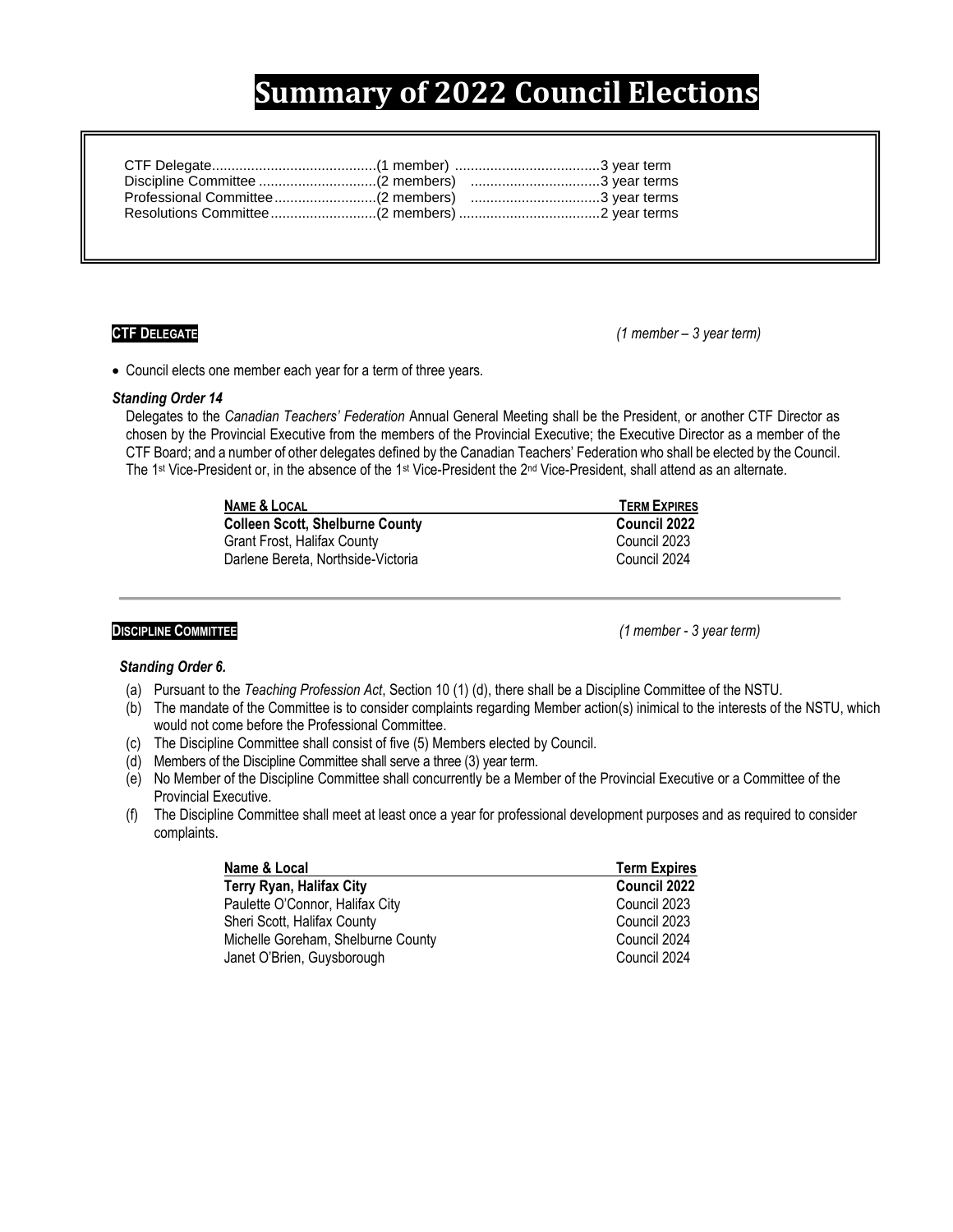# Summary of 2022 Council Elections

| | | |
|---|---|---|
| CTF Delegate | (1 member) | 3 year term |
| Discipline Committee | (2 members) | 3 year terms |
| Professional Committee | (2 members) | 3 year terms |
| Resolutions Committee | (2 members) | 2 year terms |

## CTF DELEGATE

*(1 member – 3 year term)*

- Council elects one member each year for a term of three years.

***Standing Order 14***

Delegates to the *Canadian Teachers' Federation* Annual General Meeting shall be the President, or another CTF Director as chosen by the Provincial Executive from the members of the Provincial Executive; the Executive Director as a member of the CTF Board; and a number of other delegates defined by the Canadian Teachers' Federation who shall be elected by the Council. The 1st Vice-President or, in the absence of the 1st Vice-President the 2nd Vice-President, shall attend as an alternate.

| NAME & LOCAL | TERM EXPIRES |
|---|---|
| **Colleen Scott, Shelburne County** | **Council 2022** |
| Grant Frost, Halifax County | Council 2023 |
| Darlene Bereta, Northside-Victoria | Council 2024 |

## DISCIPLINE COMMITTEE

*(1 member - 3 year term)*

***Standing Order 6.***

(a) Pursuant to the *Teaching Profession Act*, Section 10 (1) (d), there shall be a Discipline Committee of the NSTU.
(b) The mandate of the Committee is to consider complaints regarding Member action(s) inimical to the interests of the NSTU, which would not come before the Professional Committee.
(c) The Discipline Committee shall consist of five (5) Members elected by Council.
(d) Members of the Discipline Committee shall serve a three (3) year term.
(e) No Member of the Discipline Committee shall concurrently be a Member of the Provincial Executive or a Committee of the Provincial Executive.
(f) The Discipline Committee shall meet at least once a year for professional development purposes and as required to consider complaints.

| Name & Local | Term Expires |
|---|---|
| **Terry Ryan, Halifax City** | **Council 2022** |
| Paulette O'Connor, Halifax City | Council 2023 |
| Sheri Scott, Halifax County | Council 2023 |
| Michelle Goreham, Shelburne County | Council 2024 |
| Janet O'Brien, Guysborough | Council 2024 |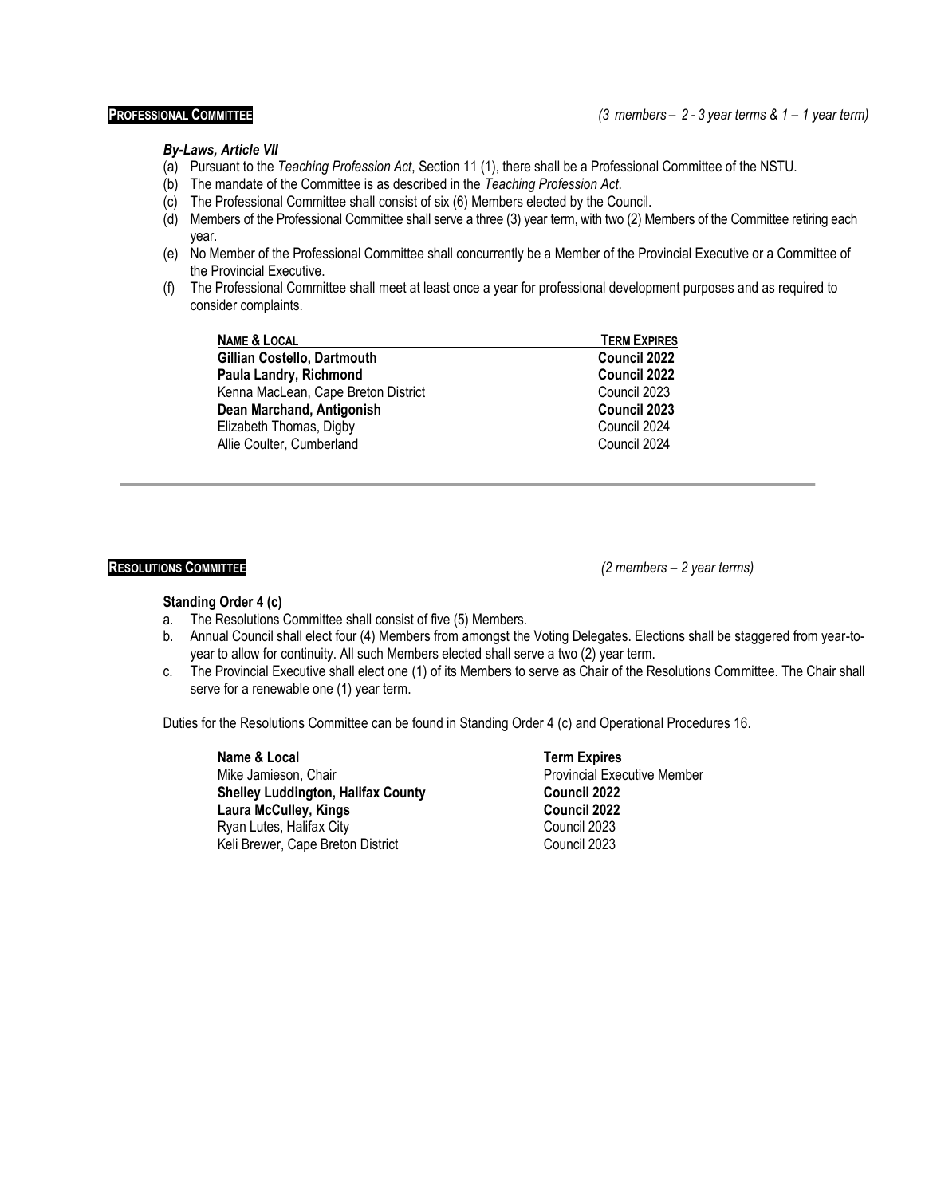**PROFESSIONAL COMMITTEE** *(3 members – 2 - 3 year terms & 1 – 1 year term)*

***By-Laws, Article VII***

(a) Pursuant to the *Teaching Profession Act*, Section 11 (1), there shall be a Professional Committee of the NSTU.
(b) The mandate of the Committee is as described in the *Teaching Profession Act*.
(c) The Professional Committee shall consist of six (6) Members elected by the Council.
(d) Members of the Professional Committee shall serve a three (3) year term, with two (2) Members of the Committee retiring each year.
(e) No Member of the Professional Committee shall concurrently be a Member of the Provincial Executive or a Committee of the Provincial Executive.
(f) The Professional Committee shall meet at least once a year for professional development purposes and as required to consider complaints.

| NAME & LOCAL | TERM EXPIRES |
|---|---|
| **Gillian Costello, Dartmouth** | **Council 2022** |
| **Paula Landry, Richmond** | **Council 2022** |
| Kenna MacLean, Cape Breton District | Council 2023 |
| ~~**Dean Marchand, Antigonish**~~ | ~~**Council 2023**~~ |
| Elizabeth Thomas, Digby | Council 2024 |
| Allie Coulter, Cumberland | Council 2024 |

---

**RESOLUTIONS COMMITTEE** *(2 members – 2 year terms)*

**Standing Order 4 (c)**

a. The Resolutions Committee shall consist of five (5) Members.
b. Annual Council shall elect four (4) Members from amongst the Voting Delegates. Elections shall be staggered from year-to-year to allow for continuity. All such Members elected shall serve a two (2) year term.
c. The Provincial Executive shall elect one (1) of its Members to serve as Chair of the Resolutions Committee. The Chair shall serve for a renewable one (1) year term.

Duties for the Resolutions Committee can be found in Standing Order 4 (c) and Operational Procedures 16.

| Name & Local | Term Expires |
|---|---|
| Mike Jamieson, Chair | Provincial Executive Member |
| **Shelley Luddington, Halifax County** | **Council 2022** |
| **Laura McCulley, Kings** | **Council 2022** |
| Ryan Lutes, Halifax City | Council 2023 |
| Keli Brewer, Cape Breton District | Council 2023 |